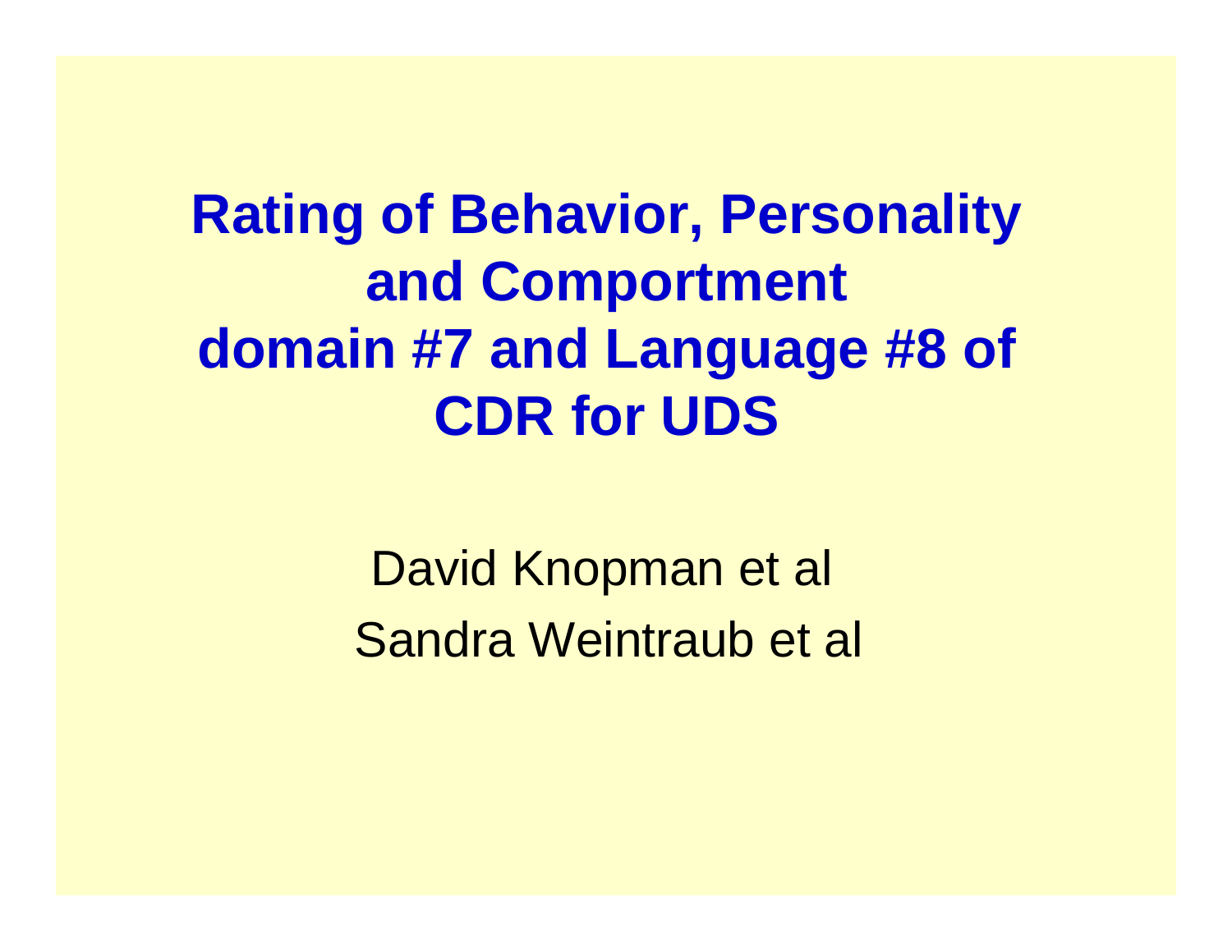# Rating of Behavior, Personality and Comportment domain #7 and Language #8 of CDR for UDS

David Knopman et al

Sandra Weintraub et al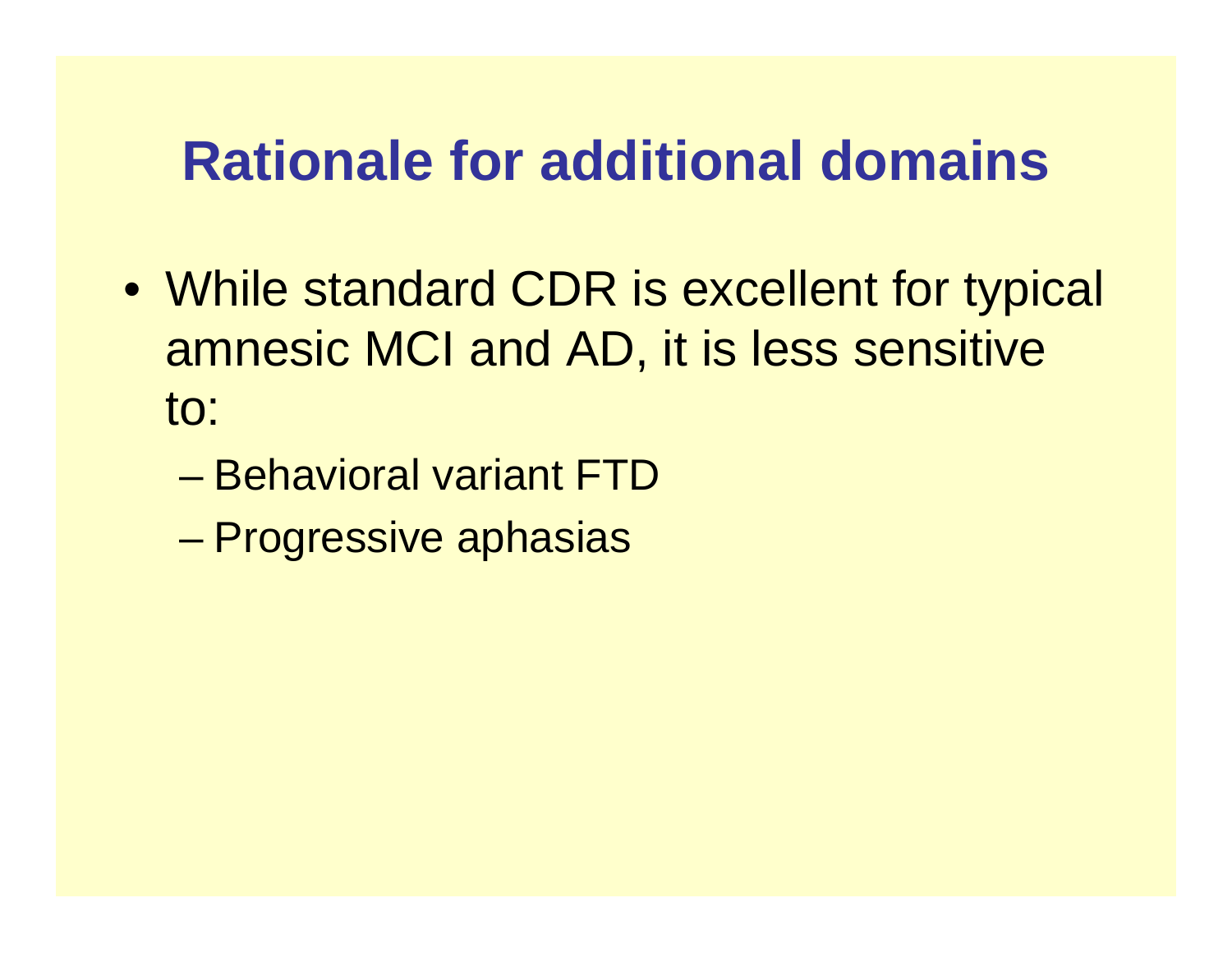# Rationale for additional domains

- While standard CDR is excellent for typical amnesic MCI and AD, it is less sensitive to:
  - Behavioral variant FTD
  - Progressive aphasias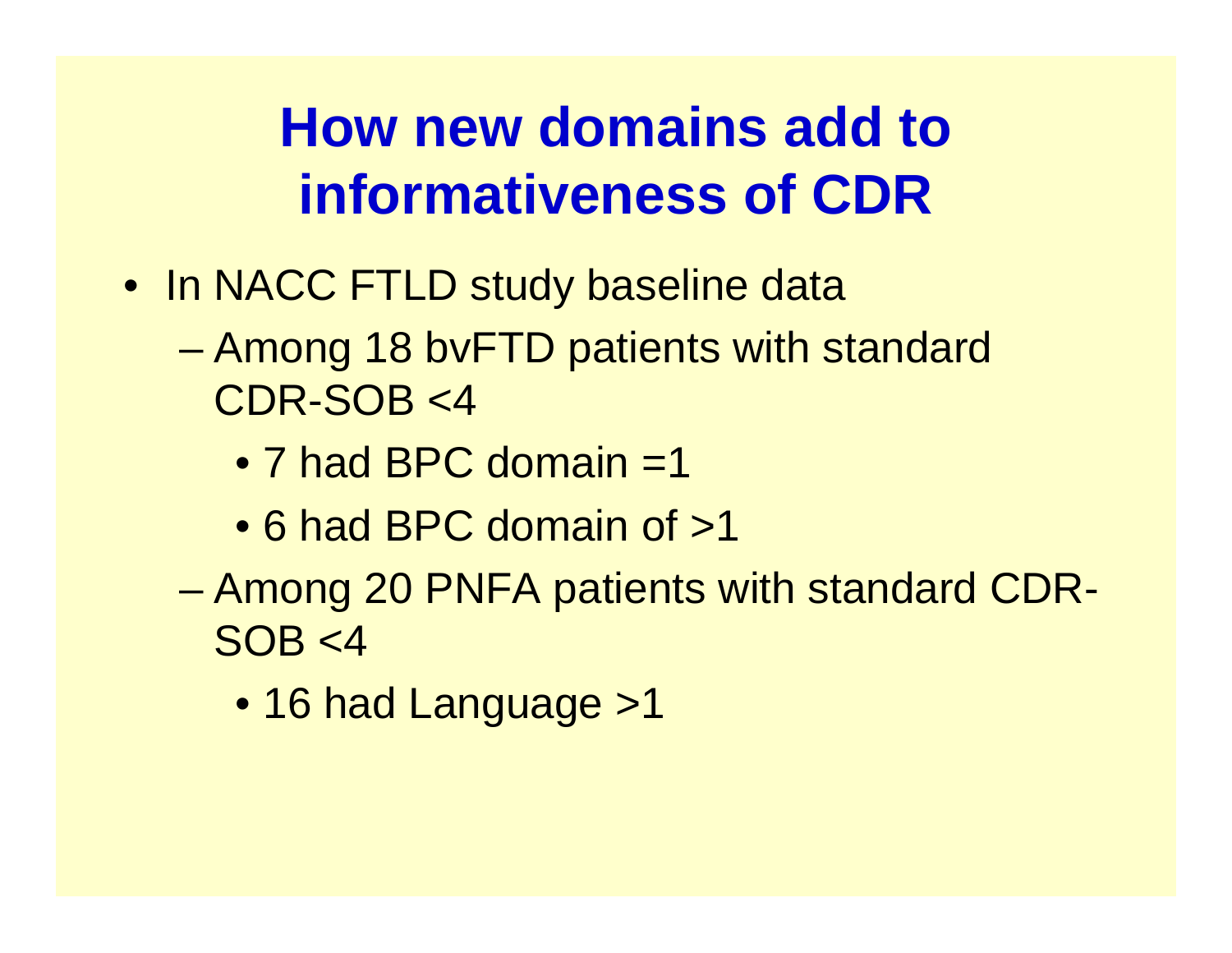# How new domains add to informativeness of CDR

- In NACC FTLD study baseline data
  - Among 18 bvFTD patients with standard CDR-SOB <4
    - 7 had BPC domain =1
    - 6 had BPC domain of >1
  - Among 20 PNFA patients with standard CDR-SOB <4
    - 16 had Language >1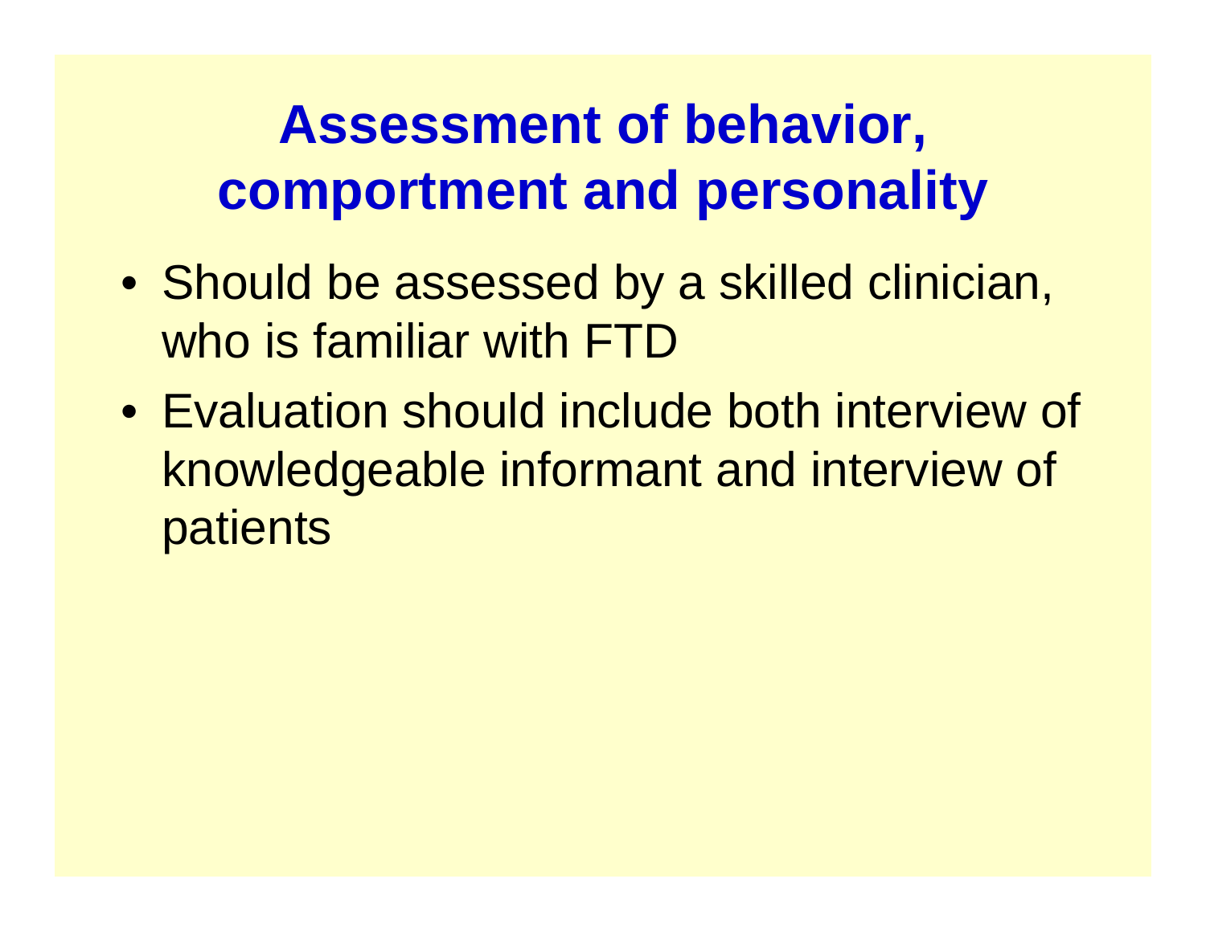# Assessment of behavior, comportment and personality

- Should be assessed by a skilled clinician, who is familiar with FTD
- Evaluation should include both interview of knowledgeable informant and interview of patients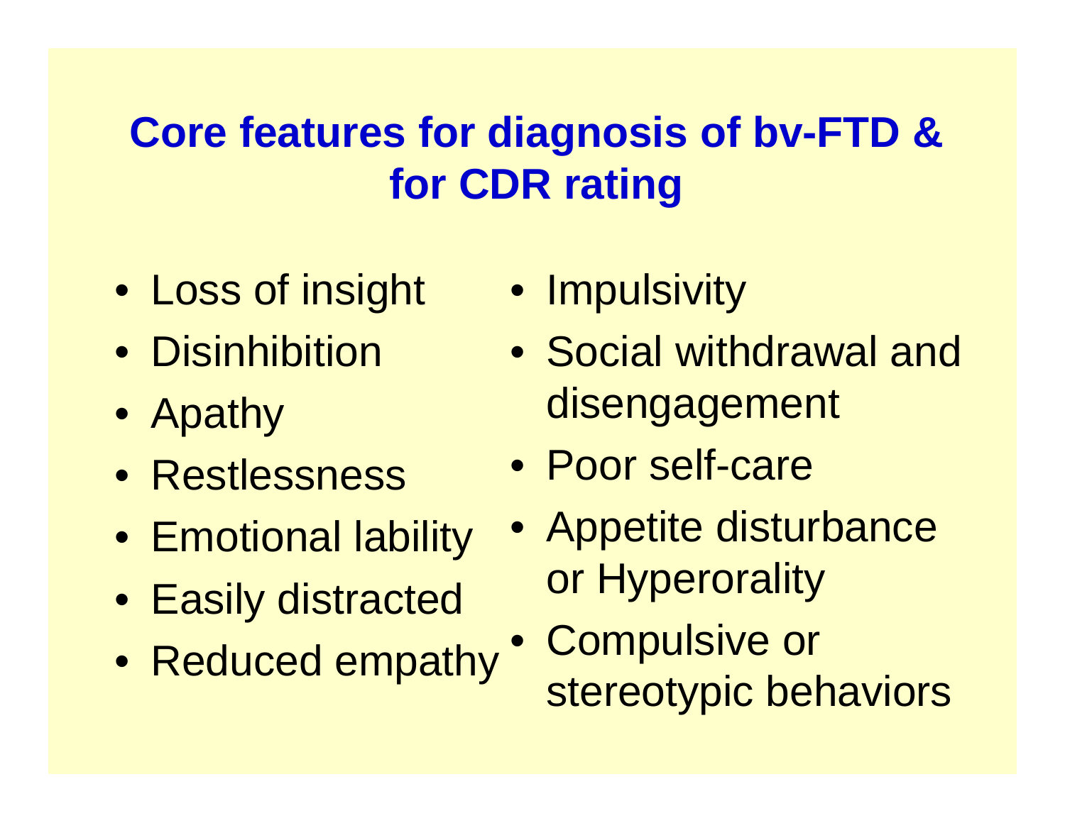# Core features for diagnosis of bv-FTD & for CDR rating

- Loss of insight
- Disinhibition
- Apathy
- Restlessness
- Emotional lability
- Easily distracted
- Reduced empathy
- Impulsivity
- Social withdrawal and disengagement
- Poor self-care
- Appetite disturbance or Hyperorality
- Compulsive or stereotypic behaviors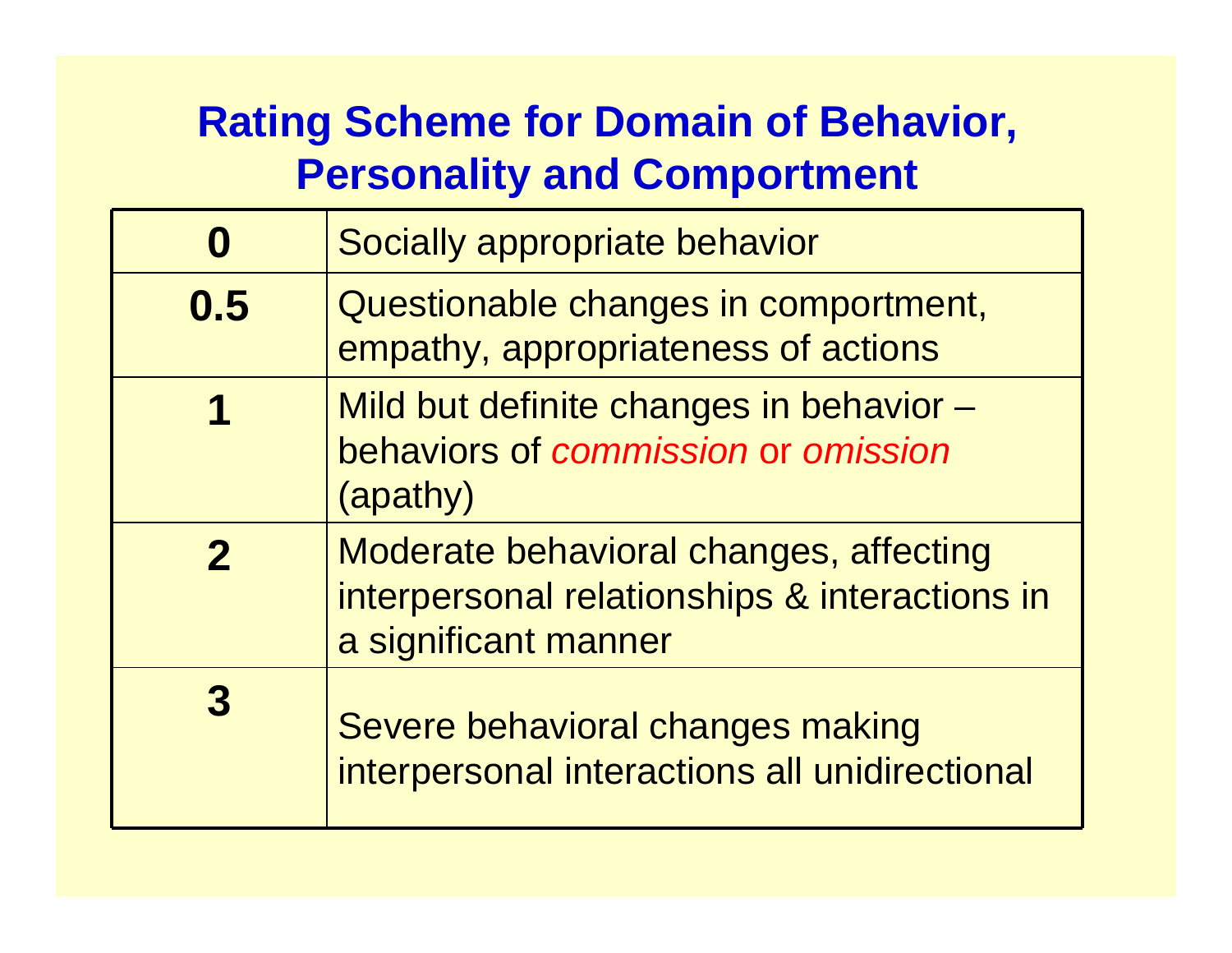## Rating Scheme for Domain of Behavior, Personality and Comportment

| | |
|---|---|
| **0** | Socially appropriate behavior |
| **0.5** | Questionable changes in comportment, empathy, appropriateness of actions |
| **1** | Mild but definite changes in behavior – behaviors of *commission* or *omission* (apathy) |
| **2** | Moderate behavioral changes, affecting interpersonal relationships & interactions in a significant manner |
| **3** | Severe behavioral changes making interpersonal interactions all unidirectional |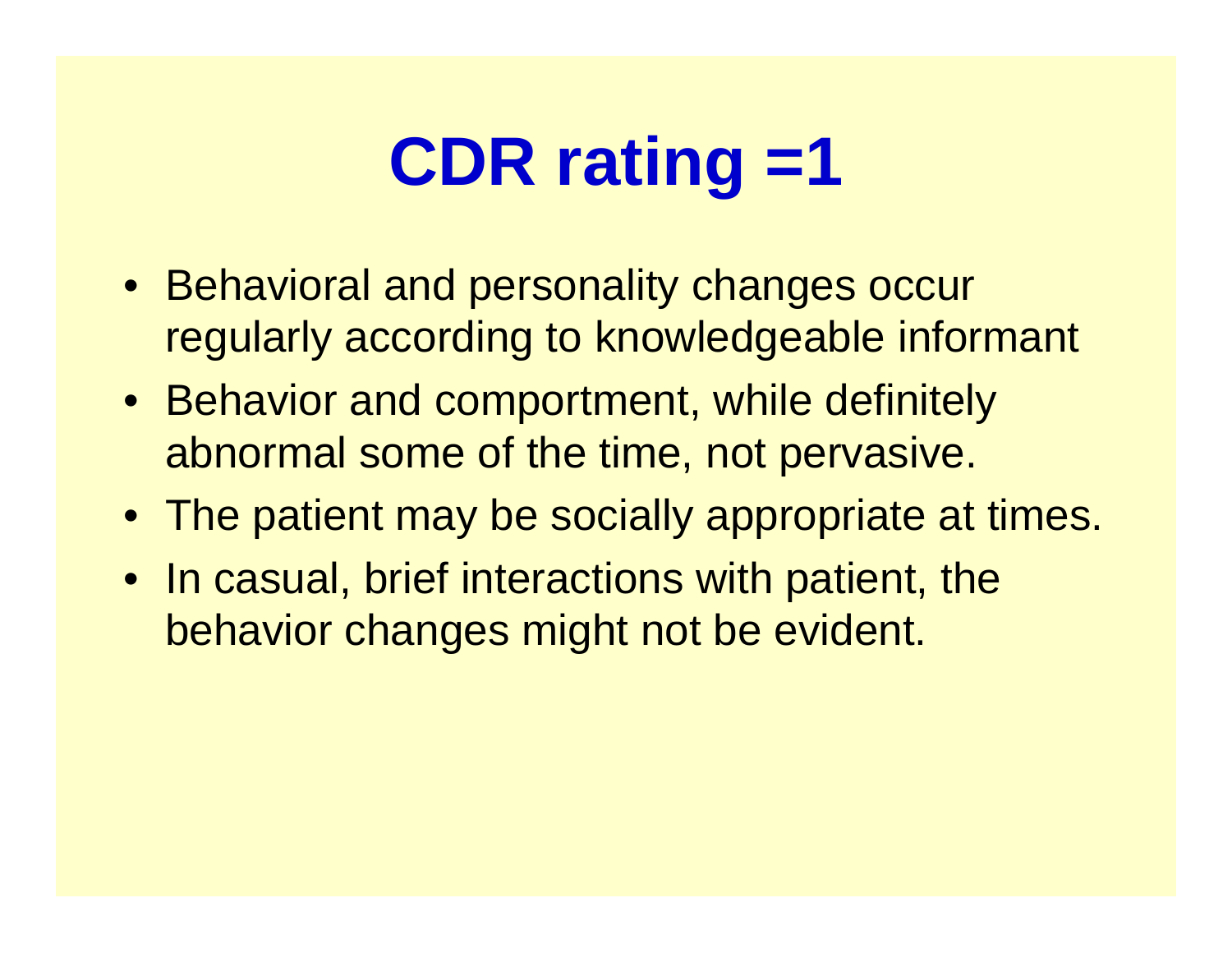# CDR rating =1

- Behavioral and personality changes occur regularly according to knowledgeable informant
- Behavior and comportment, while definitely abnormal some of the time, not pervasive.
- The patient may be socially appropriate at times.
- In casual, brief interactions with patient, the behavior changes might not be evident.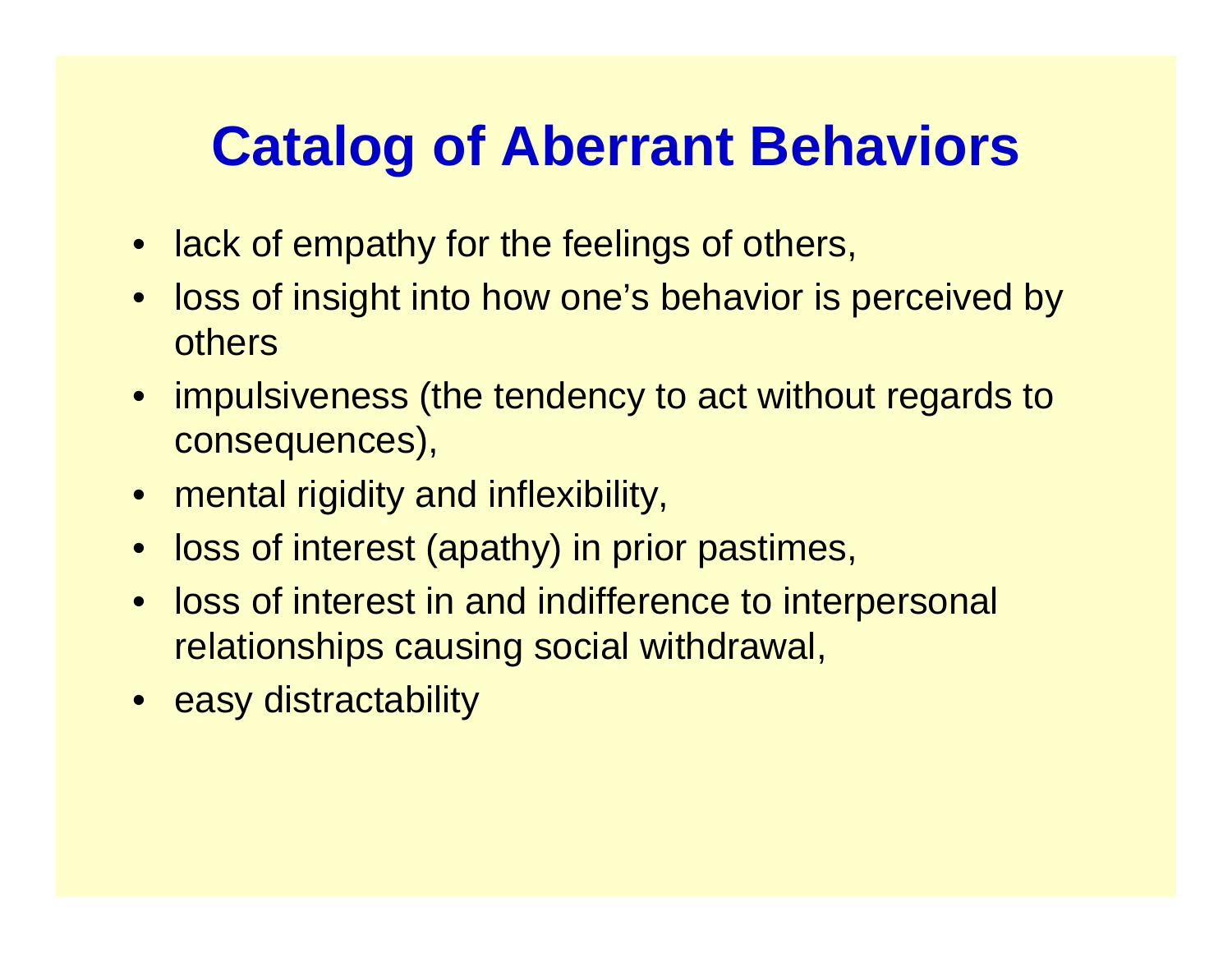# Catalog of Aberrant Behaviors

- lack of empathy for the feelings of others,
- loss of insight into how one's behavior is perceived by others
- impulsiveness (the tendency to act without regards to consequences),
- mental rigidity and inflexibility,
- loss of interest (apathy) in prior pastimes,
- loss of interest in and indifference to interpersonal relationships causing social withdrawal,
- easy distractability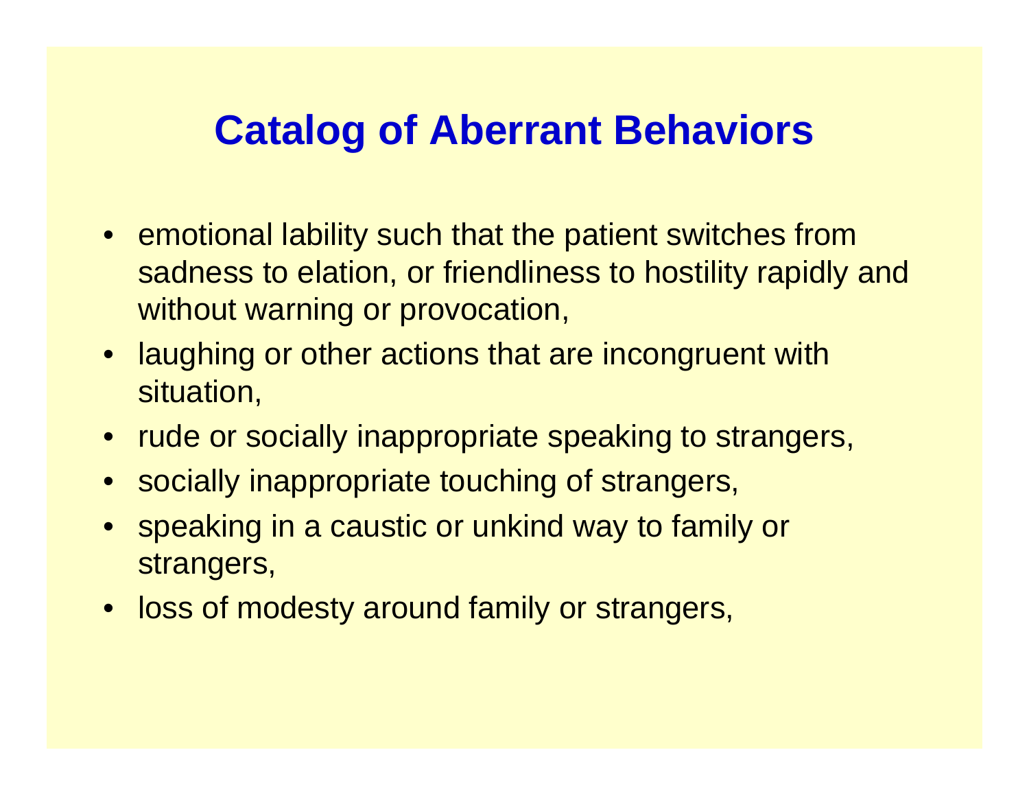# Catalog of Aberrant Behaviors

- emotional lability such that the patient switches from sadness to elation, or friendliness to hostility rapidly and without warning or provocation,
- laughing or other actions that are incongruent with situation,
- rude or socially inappropriate speaking to strangers,
- socially inappropriate touching of strangers,
- speaking in a caustic or unkind way to family or strangers,
- loss of modesty around family or strangers,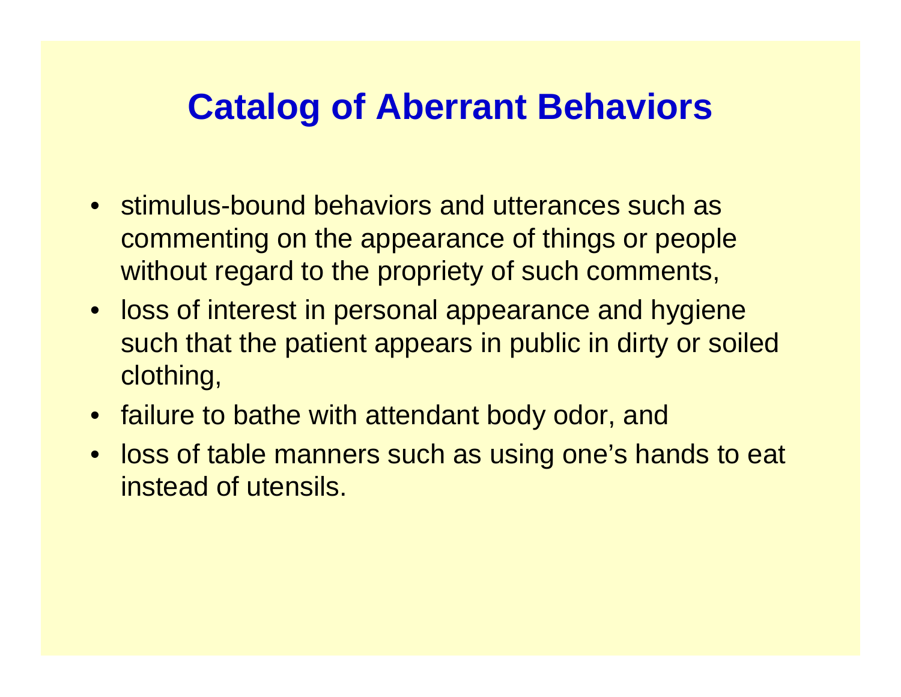# Catalog of Aberrant Behaviors

- stimulus-bound behaviors and utterances such as commenting on the appearance of things or people without regard to the propriety of such comments,
- loss of interest in personal appearance and hygiene such that the patient appears in public in dirty or soiled clothing,
- failure to bathe with attendant body odor, and
- loss of table manners such as using one's hands to eat instead of utensils.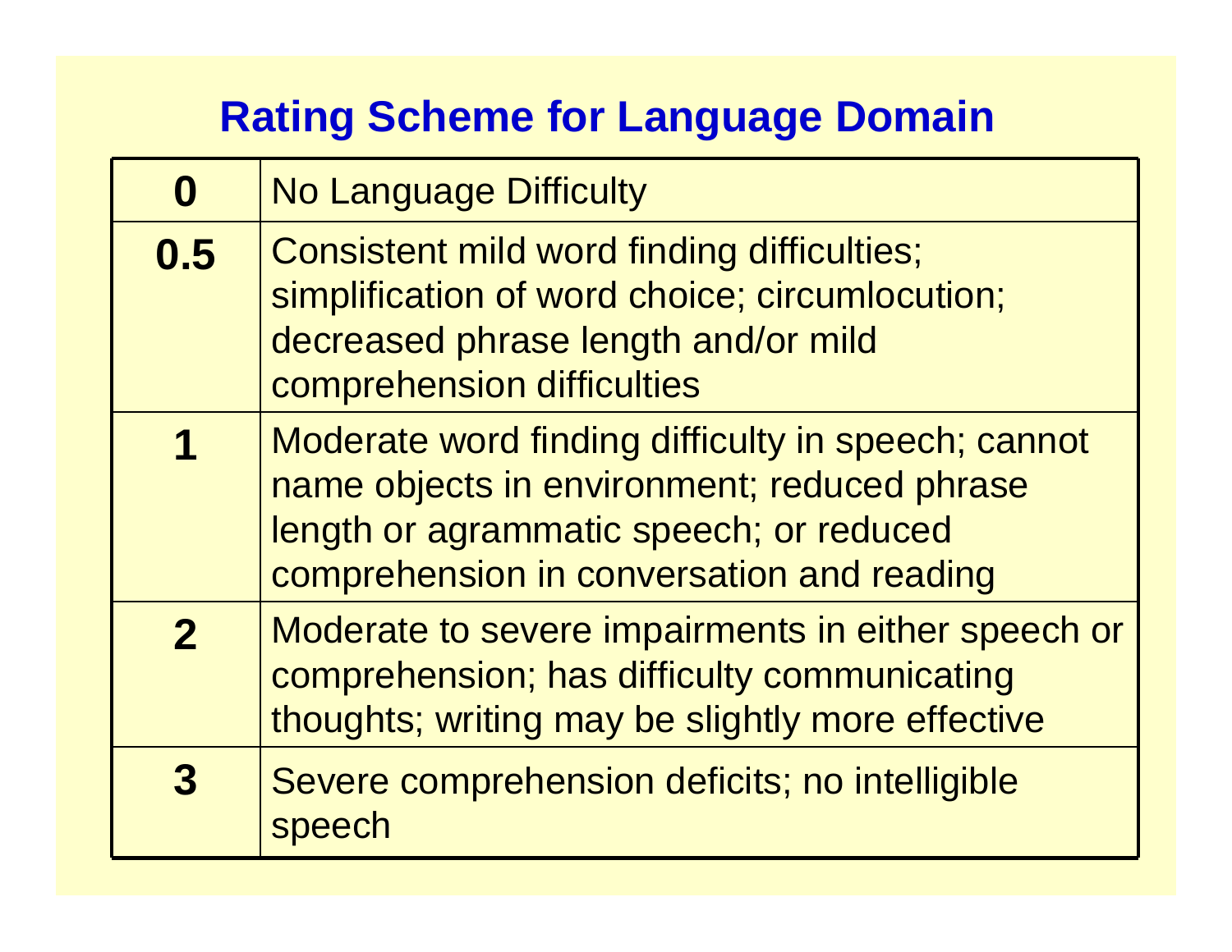## Rating Scheme for Language Domain

| Rating | Description |
|---|---|
| **0** | No Language Difficulty |
| **0.5** | Consistent mild word finding difficulties; simplification of word choice; circumlocution; decreased phrase length and/or mild comprehension difficulties |
| **1** | Moderate word finding difficulty in speech; cannot name objects in environment; reduced phrase length or agrammatic speech; or reduced comprehension in conversation and reading |
| **2** | Moderate to severe impairments in either speech or comprehension; has difficulty communicating thoughts; writing may be slightly more effective |
| **3** | Severe comprehension deficits; no intelligible speech |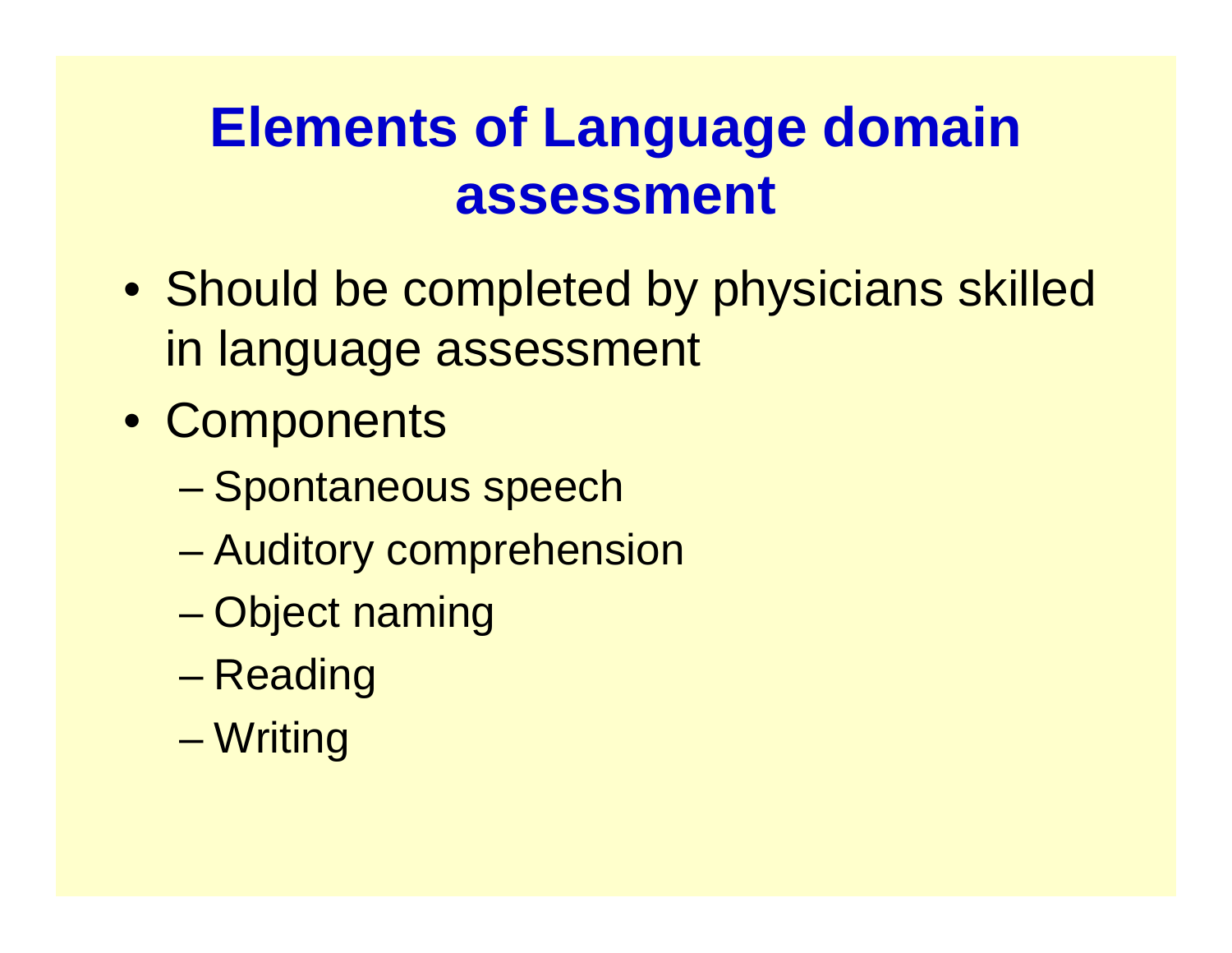# Elements of Language domain assessment

- Should be completed by physicians skilled in language assessment
- Components
  - Spontaneous speech
  - Auditory comprehension
  - Object naming
  - Reading
  - Writing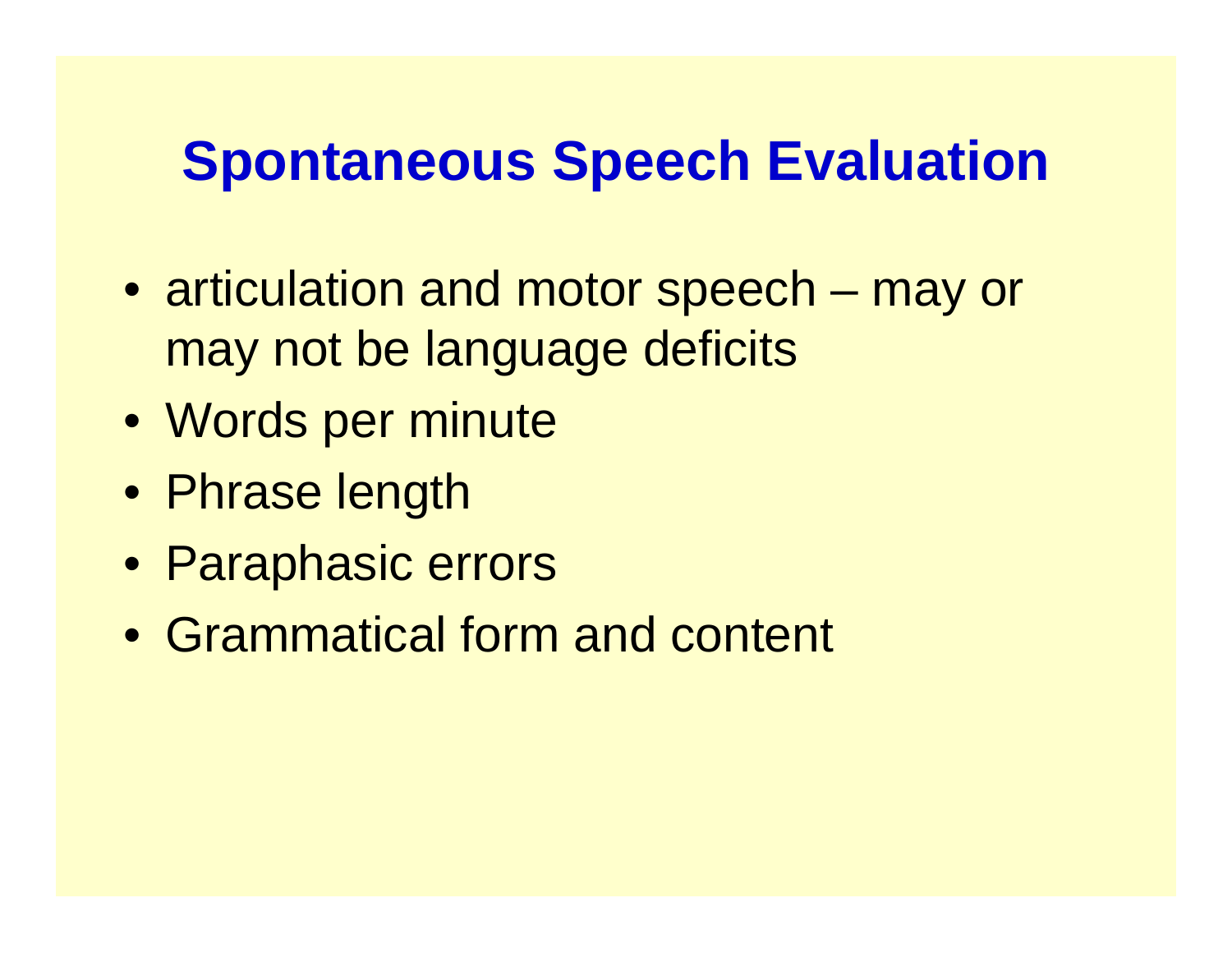# Spontaneous Speech Evaluation

- articulation and motor speech – may or may not be language deficits
- Words per minute
- Phrase length
- Paraphasic errors
- Grammatical form and content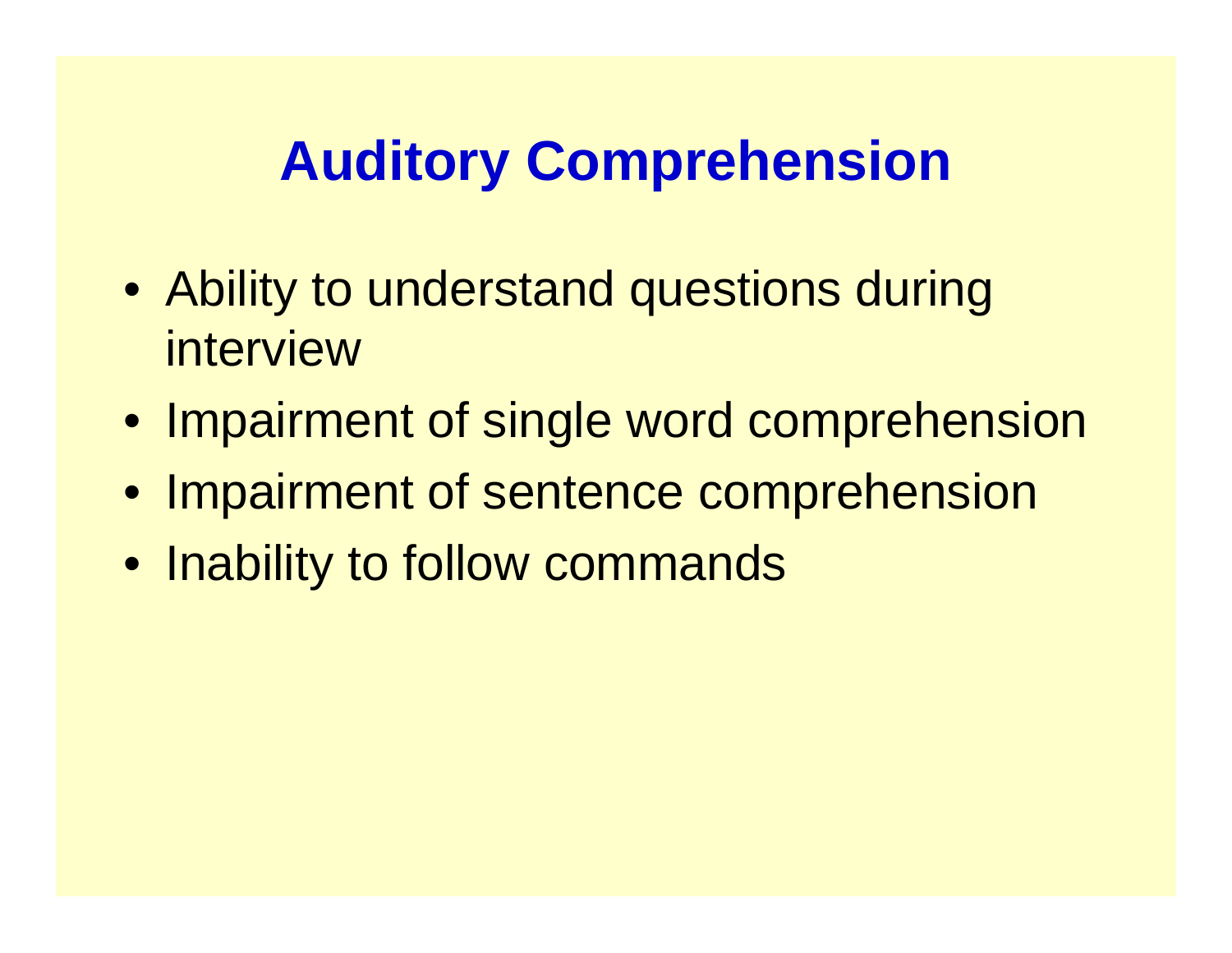# Auditory Comprehension

- Ability to understand questions during interview
- Impairment of single word comprehension
- Impairment of sentence comprehension
- Inability to follow commands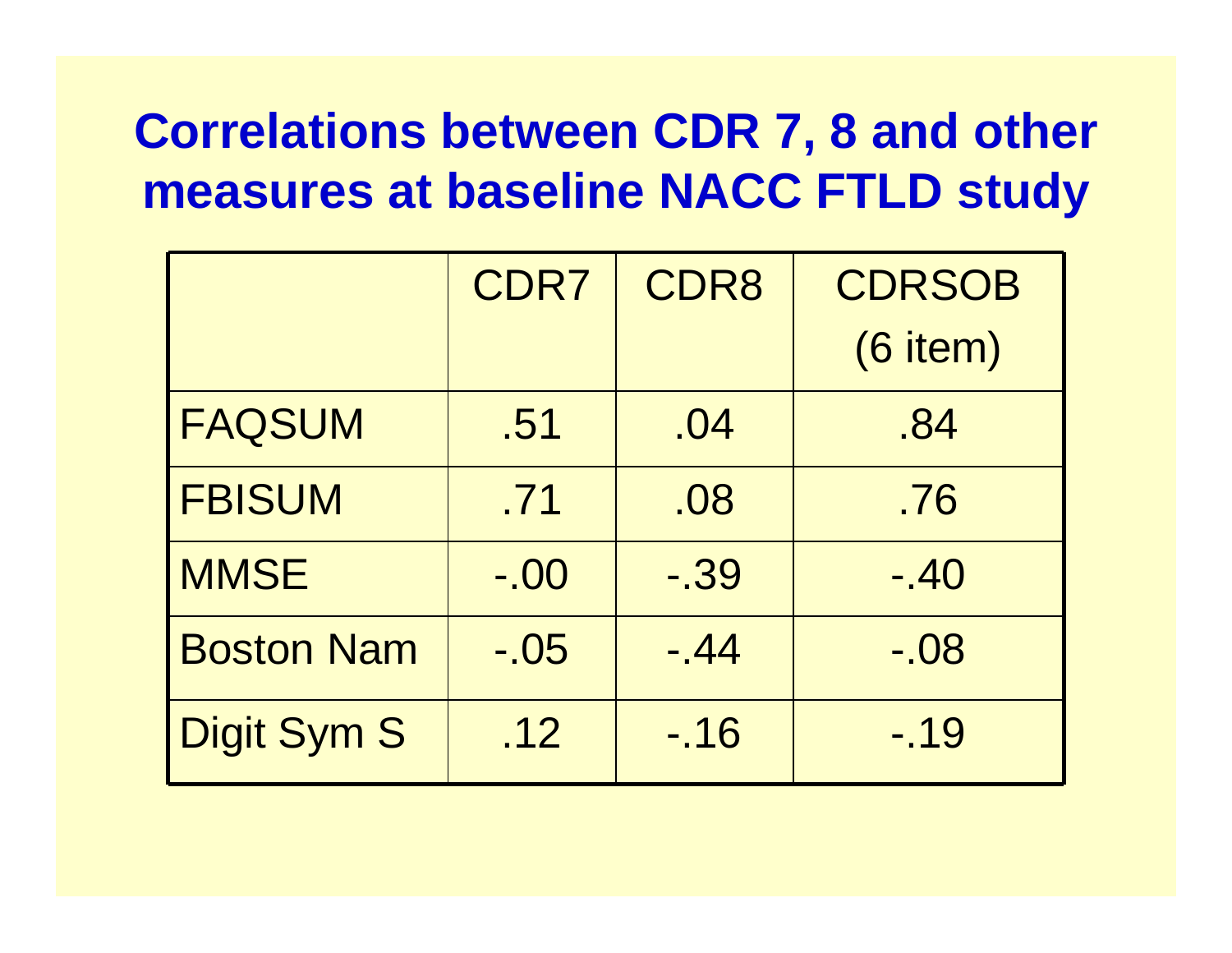# Correlations between CDR 7, 8 and other measures at baseline NACC FTLD study

| | CDR7 | CDR8 | CDRSOB (6 item) |
|---|---|---|---|
| FAQSUM | .51 | .04 | .84 |
| FBISUM | .71 | .08 | .76 |
| MMSE | -.00 | -.39 | -.40 |
| Boston Nam | -.05 | -.44 | -.08 |
| Digit Sym S | .12 | -.16 | -.19 |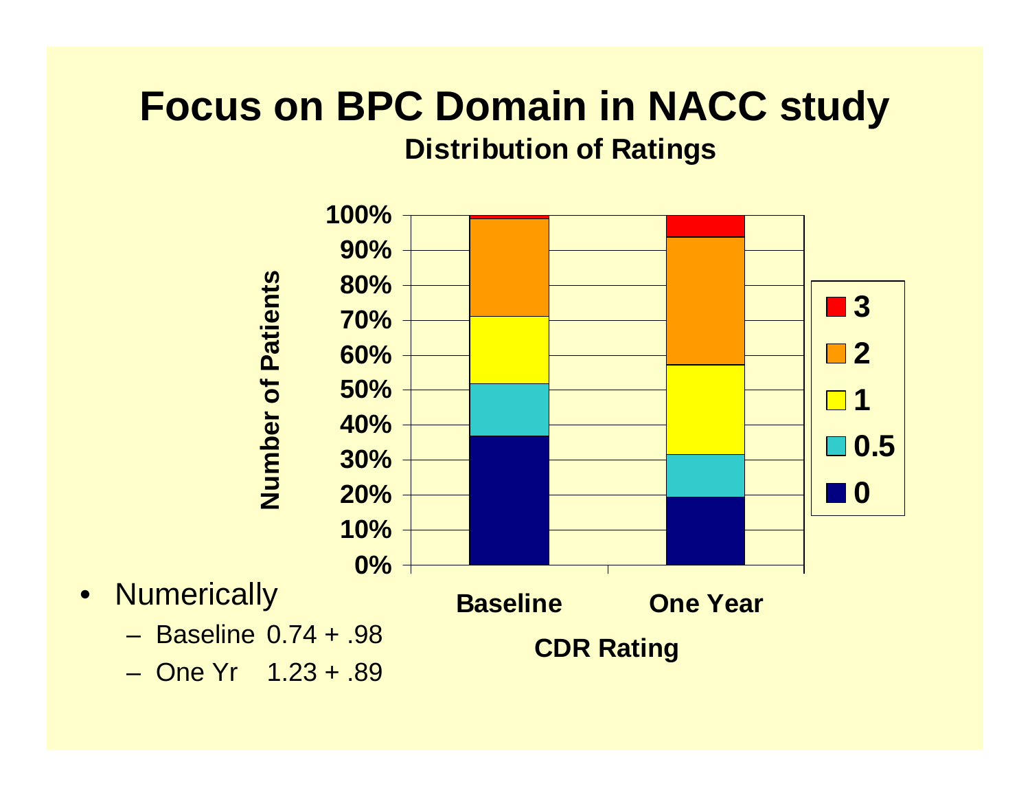# Focus on BPC Domain in NACC study

**Distribution of Ratings**

- Numerically
  - Baseline 0.74 + .98
  - One Yr 1.23 + .89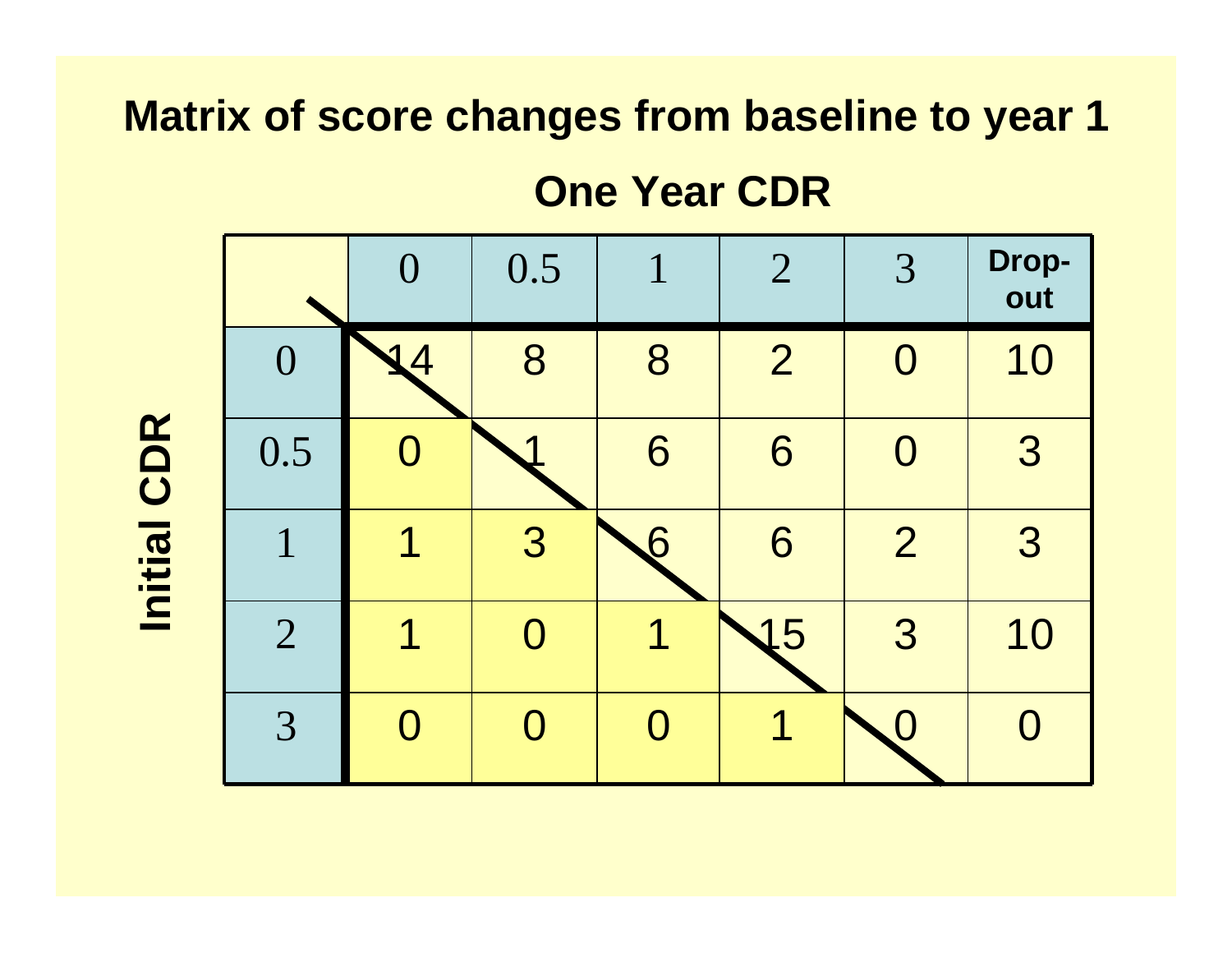# Matrix of score changes from baseline to year 1

## One Year CDR

| Initial CDR | 0 | 0.5 | 1 | 2 | 3 | Drop-out |
|---|---|---|---|---|---|---|
| 0 | 14 | 8 | 8 | 2 | 0 | 10 |
| 0.5 | 0 | 1 | 6 | 6 | 0 | 3 |
| 1 | 1 | 3 | 6 | 6 | 2 | 3 |
| 2 | 1 | 0 | 1 | 15 | 3 | 10 |
| 3 | 0 | 0 | 0 | 1 | 0 | 0 |